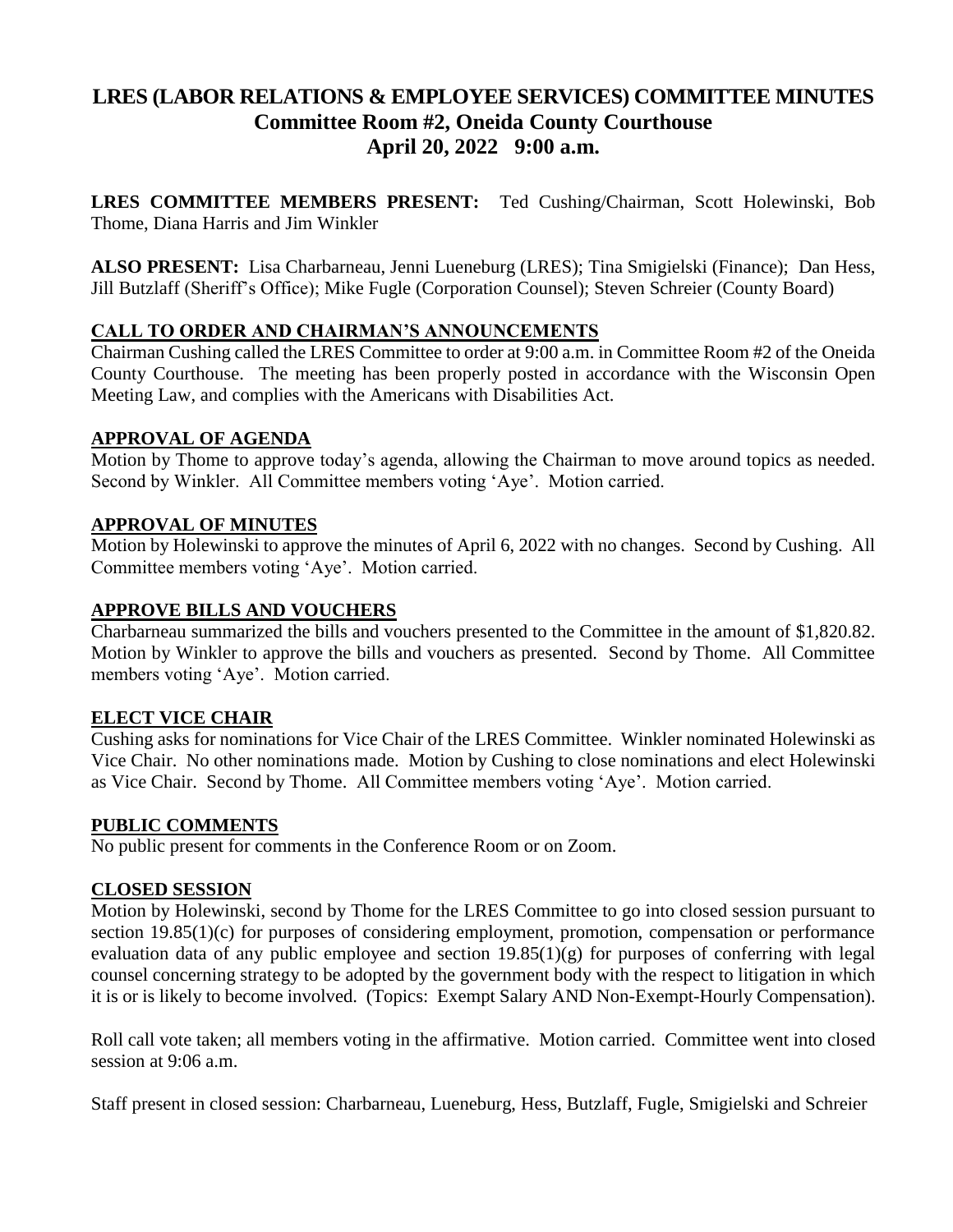# LRES (LABOR RELATIONS & EMPLOYEE SERVICES) COMMITTEE MINUTES
## Committee Room #2, Oneida County Courthouse
## April 20, 2022 9:00 a.m.

**LRES COMMITTEE MEMBERS PRESENT:** Ted Cushing/Chairman, Scott Holewinski, Bob Thome, Diana Harris and Jim Winkler

**ALSO PRESENT:** Lisa Charbarneau, Jenni Lueneburg (LRES); Tina Smigielski (Finance); Dan Hess, Jill Butzlaff (Sheriff's Office); Mike Fugle (Corporation Counsel); Steven Schreier (County Board)

### CALL TO ORDER AND CHAIRMAN'S ANNOUNCEMENTS

Chairman Cushing called the LRES Committee to order at 9:00 a.m. in Committee Room #2 of the Oneida County Courthouse. The meeting has been properly posted in accordance with the Wisconsin Open Meeting Law, and complies with the Americans with Disabilities Act.

### APPROVAL OF AGENDA

Motion by Thome to approve today's agenda, allowing the Chairman to move around topics as needed. Second by Winkler. All Committee members voting 'Aye'. Motion carried.

### APPROVAL OF MINUTES

Motion by Holewinski to approve the minutes of April 6, 2022 with no changes. Second by Cushing. All Committee members voting 'Aye'. Motion carried.

### APPROVE BILLS AND VOUCHERS

Charbarneau summarized the bills and vouchers presented to the Committee in the amount of $1,820.82. Motion by Winkler to approve the bills and vouchers as presented. Second by Thome. All Committee members voting 'Aye'. Motion carried.

### ELECT VICE CHAIR

Cushing asks for nominations for Vice Chair of the LRES Committee. Winkler nominated Holewinski as Vice Chair. No other nominations made. Motion by Cushing to close nominations and elect Holewinski as Vice Chair. Second by Thome. All Committee members voting 'Aye'. Motion carried.

### PUBLIC COMMENTS

No public present for comments in the Conference Room or on Zoom.

### CLOSED SESSION

Motion by Holewinski, second by Thome for the LRES Committee to go into closed session pursuant to section 19.85(1)(c) for purposes of considering employment, promotion, compensation or performance evaluation data of any public employee and section 19.85(1)(g) for purposes of conferring with legal counsel concerning strategy to be adopted by the government body with the respect to litigation in which it is or is likely to become involved. (Topics: Exempt Salary AND Non-Exempt-Hourly Compensation).

Roll call vote taken; all members voting in the affirmative. Motion carried. Committee went into closed session at 9:06 a.m.

Staff present in closed session: Charbarneau, Lueneburg, Hess, Butzlaff, Fugle, Smigielski and Schreier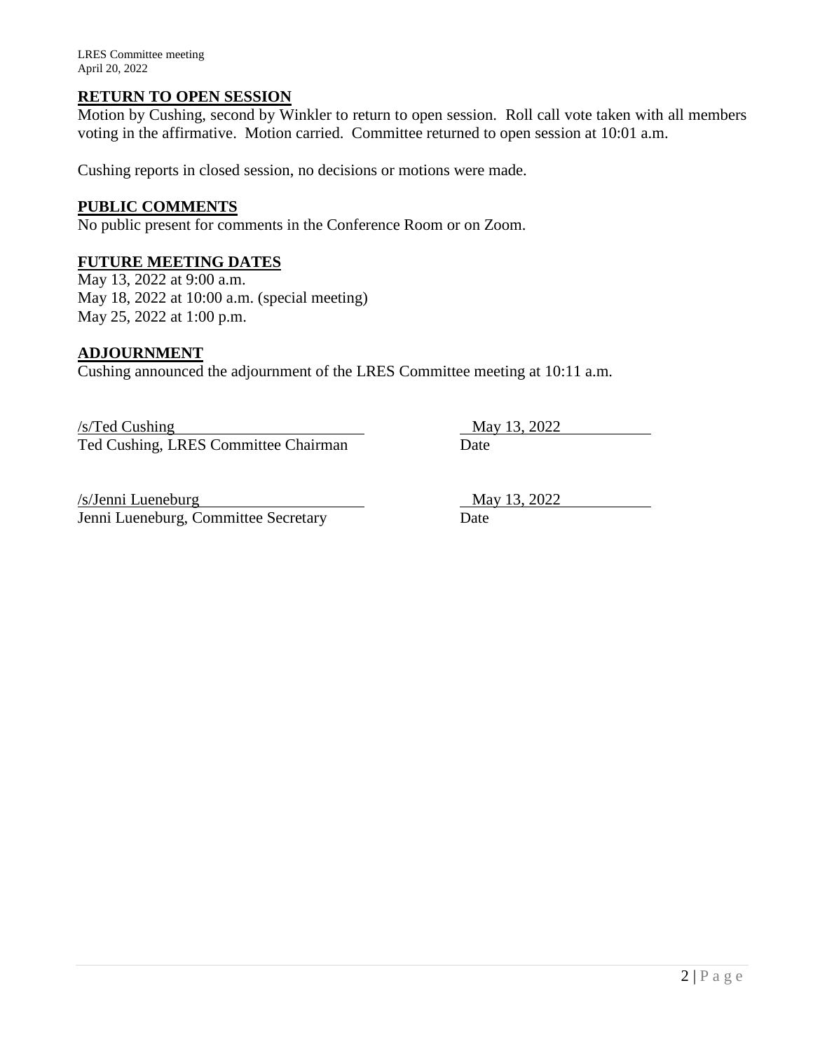## RETURN TO OPEN SESSION

Motion by Cushing, second by Winkler to return to open session. Roll call vote taken with all members voting in the affirmative. Motion carried. Committee returned to open session at 10:01 a.m.

Cushing reports in closed session, no decisions or motions were made.

## PUBLIC COMMENTS

No public present for comments in the Conference Room or on Zoom.

## FUTURE MEETING DATES

May 13, 2022 at 9:00 a.m.
May 18, 2022 at 10:00 a.m. (special meeting)
May 25, 2022 at 1:00 p.m.

## ADJOURNMENT

Cushing announced the adjournment of the LRES Committee meeting at 10:11 a.m.

/s/Ted Cushing — May 13, 2022
Ted Cushing, LRES Committee Chairman — Date

/s/Jenni Lueneburg — May 13, 2022
Jenni Lueneburg, Committee Secretary — Date